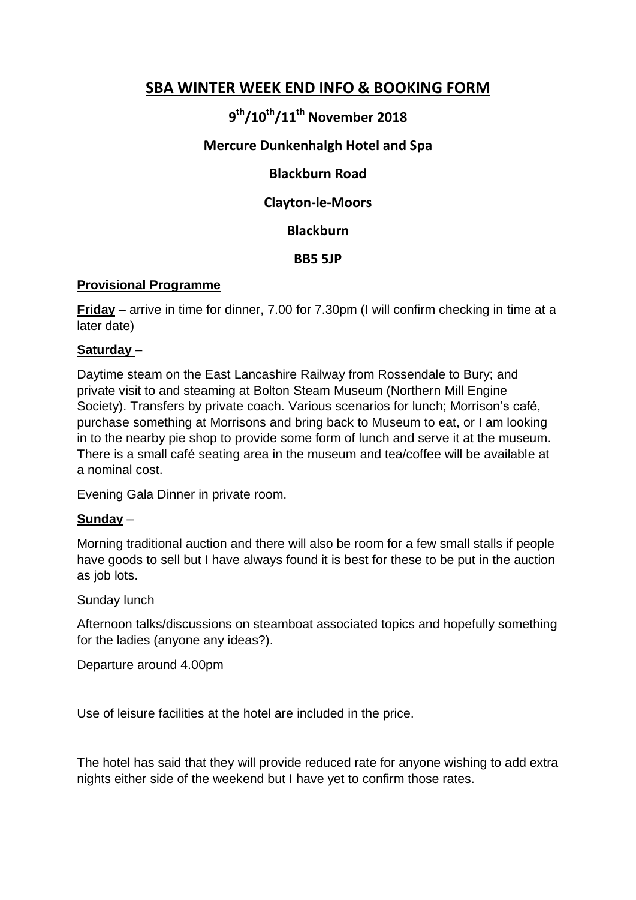# SBA WINTER WEEK END INFO & BOOKING FORM

## 9th/10th/11th November 2018

### Mercure Dunkenhalgh Hotel and Spa

### Blackburn Road

### Clayton-le-Moors

### Blackburn

### BB5 5JP

**Provisional Programme**

**Friday –** arrive in time for dinner, 7.00 for 7.30pm (I will confirm checking in time at a later date)

**Saturday** –

Daytime steam on the East Lancashire Railway from Rossendale to Bury; and private visit to and steaming at Bolton Steam Museum (Northern Mill Engine Society). Transfers by private coach. Various scenarios for lunch; Morrison's café, purchase something at Morrisons and bring back to Museum to eat, or I am looking in to the nearby pie shop to provide some form of lunch and serve it at the museum. There is a small café seating area in the museum and tea/coffee will be available at a nominal cost.

Evening Gala Dinner in private room.

**Sunday** –

Morning traditional auction and there will also be room for a few small stalls if people have goods to sell but I have always found it is best for these to be put in the auction as job lots.

Sunday lunch

Afternoon talks/discussions on steamboat associated topics and hopefully something for the ladies (anyone any ideas?).

Departure around 4.00pm

Use of leisure facilities at the hotel are included in the price.

The hotel has said that they will provide reduced rate for anyone wishing to add extra nights either side of the weekend but I have yet to confirm those rates.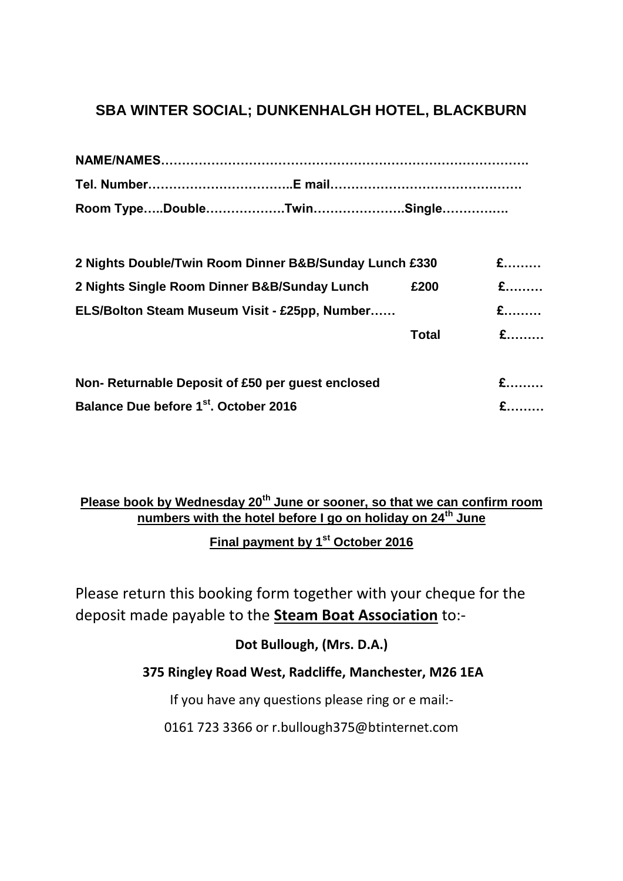## SBA WINTER SOCIAL; DUNKENHALGH HOTEL, BLACKBURN

**NAME/NAMES……………………………………………………………………………….**

**Tel. Number……………………………..E mail……………………………………….**

**Room Type…..Double………………Twin…………………Single…………….**

| | | |
|---|---|---|
| **2 Nights Double/Twin Room Dinner B&B/Sunday Lunch £330** | | **£………** |
| **2 Nights Single Room Dinner B&B/Sunday Lunch** | **£200** | **£………** |
| **ELS/Bolton Steam Museum Visit - £25pp, Number……** | | **£………** |
| | **Total** | **£………** |

| | |
|---|---|
| **Non- Returnable Deposit of £50 per guest enclosed** | **£………** |
| **Balance Due before 1st. October 2016** | **£………** |

**Please book by Wednesday 20th June or sooner, so that we can confirm room numbers with the hotel before I go on holiday on 24th June**

**Final payment by 1st October 2016**

Please return this booking form together with your cheque for the deposit made payable to the **Steam Boat Association** to:-

**Dot Bullough, (Mrs. D.A.)**

**375 Ringley Road West, Radcliffe, Manchester, M26 1EA**

If you have any questions please ring or e mail:-

0161 723 3366 or r.bullough375@btinternet.com